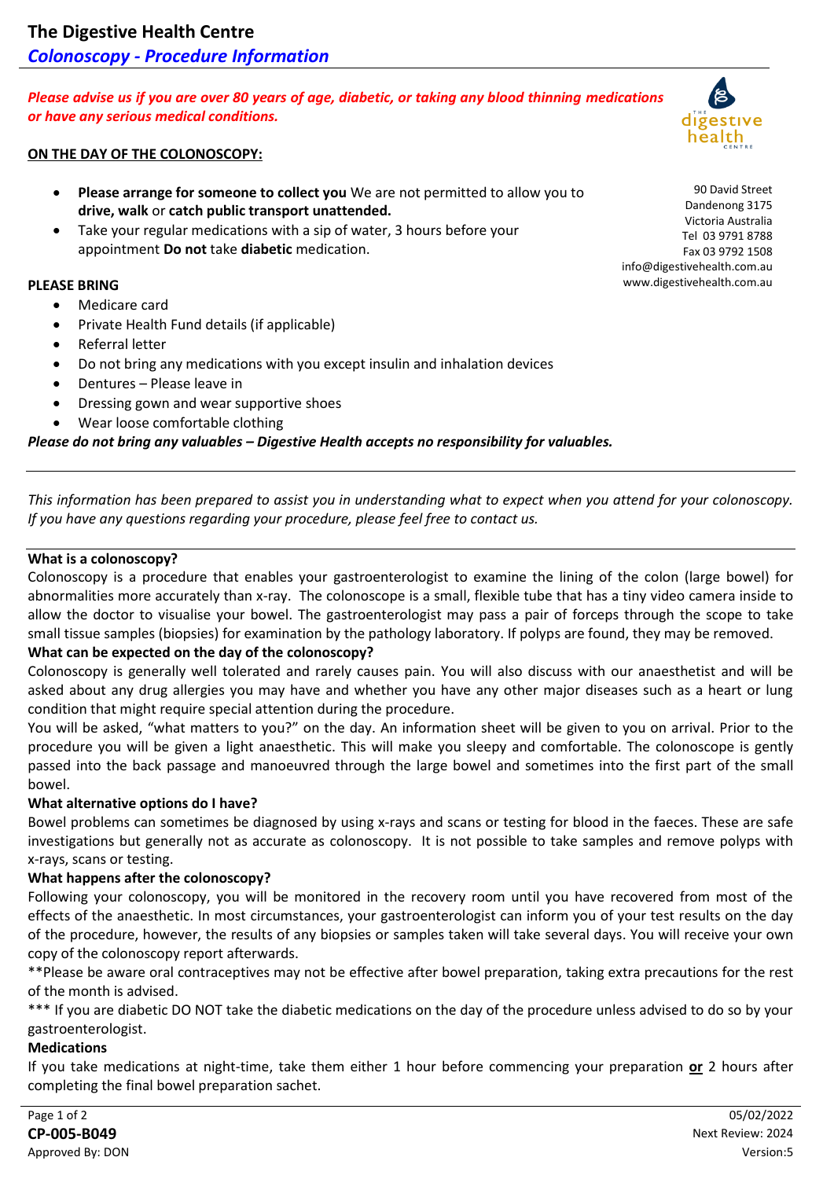# The Digestive Health Centre

## *Colonoscopy - Procedure Information*

***Please advise us if you are over 80 years of age, diabetic, or taking any blood thinning medications or have any serious medical conditions.***

90 David Street
Dandenong 3175
Victoria Australia
Tel 03 9791 8788
Fax 03 9792 1508
info@digestivehealth.com.au
www.digestivehealth.com.au

**ON THE DAY OF THE COLONOSCOPY:**

- **Please arrange for someone to collect you** We are not permitted to allow you to **drive, walk** or **catch public transport unattended.**
- Take your regular medications with a sip of water, 3 hours before your appointment **Do not** take **diabetic** medication.

**PLEASE BRING**

- Medicare card
- Private Health Fund details (if applicable)
- Referral letter
- Do not bring any medications with you except insulin and inhalation devices
- Dentures – Please leave in
- Dressing gown and wear supportive shoes
- Wear loose comfortable clothing

***Please do not bring any valuables – Digestive Health accepts no responsibility for valuables.***

---

*This information has been prepared to assist you in understanding what to expect when you attend for your colonoscopy. If you have any questions regarding your procedure, please feel free to contact us.*

---

**What is a colonoscopy?**

Colonoscopy is a procedure that enables your gastroenterologist to examine the lining of the colon (large bowel) for abnormalities more accurately than x-ray. The colonoscope is a small, flexible tube that has a tiny video camera inside to allow the doctor to visualise your bowel. The gastroenterologist may pass a pair of forceps through the scope to take small tissue samples (biopsies) for examination by the pathology laboratory. If polyps are found, they may be removed.

**What can be expected on the day of the colonoscopy?**

Colonoscopy is generally well tolerated and rarely causes pain. You will also discuss with our anaesthetist and will be asked about any drug allergies you may have and whether you have any other major diseases such as a heart or lung condition that might require special attention during the procedure.

You will be asked, "what matters to you?" on the day. An information sheet will be given to you on arrival. Prior to the procedure you will be given a light anaesthetic. This will make you sleepy and comfortable. The colonoscope is gently passed into the back passage and manoeuvred through the large bowel and sometimes into the first part of the small bowel.

**What alternative options do I have?**

Bowel problems can sometimes be diagnosed by using x-rays and scans or testing for blood in the faeces. These are safe investigations but generally not as accurate as colonoscopy. It is not possible to take samples and remove polyps with x-rays, scans or testing.

**What happens after the colonoscopy?**

Following your colonoscopy, you will be monitored in the recovery room until you have recovered from most of the effects of the anaesthetic. In most circumstances, your gastroenterologist can inform you of your test results on the day of the procedure, however, the results of any biopsies or samples taken will take several days. You will receive your own copy of the colonoscopy report afterwards.

**Please be aware oral contraceptives may not be effective after bowel preparation, taking extra precautions for the rest of the month is advised.

*** If you are diabetic DO NOT take the diabetic medications on the day of the procedure unless advised to do so by your gastroenterologist.

**Medications**

If you take medications at night-time, take them either 1 hour before commencing your preparation **<u>or</u>** 2 hours after completing the final bowel preparation sachet.

**CP-005-B049**
Approved By: DON
05/02/2022
Next Review: 2024
Version:5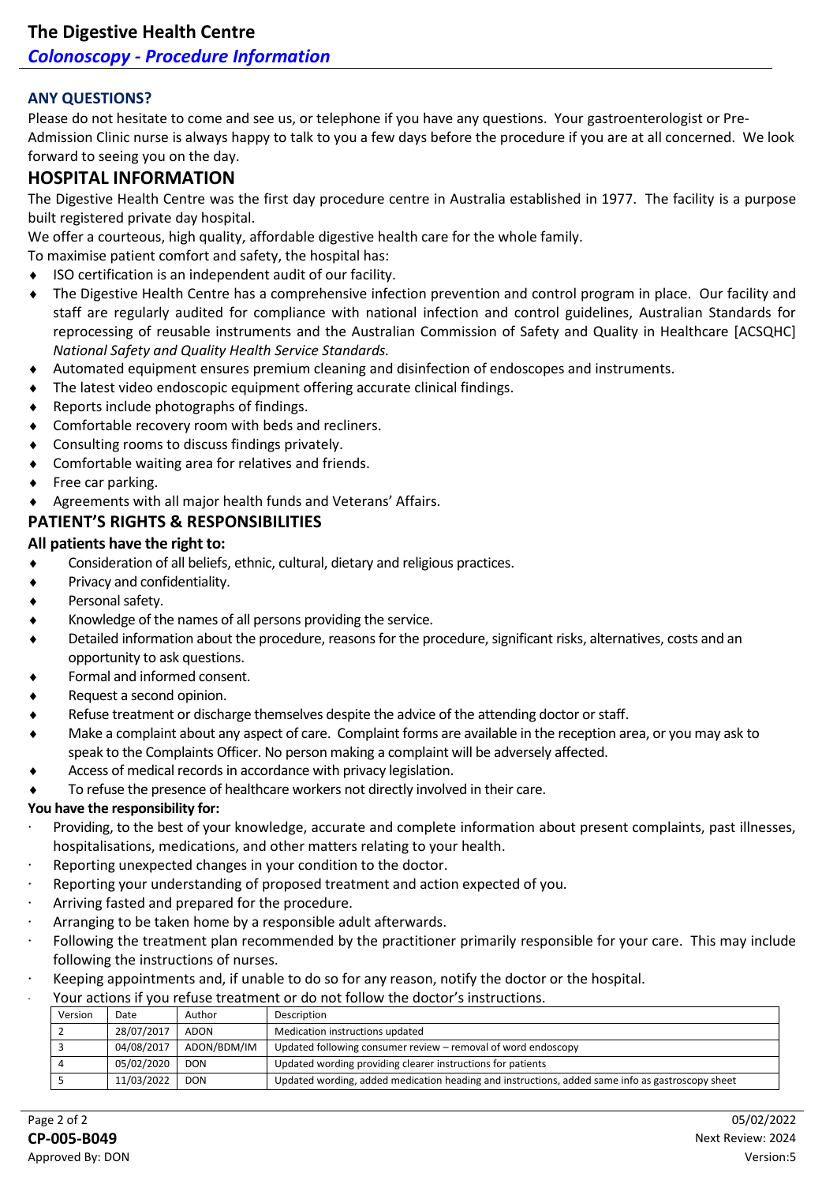## ANY QUESTIONS?

Please do not hesitate to come and see us, or telephone if you have any questions. Your gastroenterologist or Pre-Admission Clinic nurse is always happy to talk to you a few days before the procedure if you are at all concerned. We look forward to seeing you on the day.

## HOSPITAL INFORMATION

The Digestive Health Centre was the first day procedure centre in Australia established in 1977. The facility is a purpose built registered private day hospital.

We offer a courteous, high quality, affordable digestive health care for the whole family.

To maximise patient comfort and safety, the hospital has:

- ISO certification is an independent audit of our facility.
- The Digestive Health Centre has a comprehensive infection prevention and control program in place. Our facility and staff are regularly audited for compliance with national infection and control guidelines, Australian Standards for reprocessing of reusable instruments and the Australian Commission of Safety and Quality in Healthcare [ACSQHC] *National Safety and Quality Health Service Standards.*
- Automated equipment ensures premium cleaning and disinfection of endoscopes and instruments.
- The latest video endoscopic equipment offering accurate clinical findings.
- Reports include photographs of findings.
- Comfortable recovery room with beds and recliners.
- Consulting rooms to discuss findings privately.
- Comfortable waiting area for relatives and friends.
- Free car parking.
- Agreements with all major health funds and Veterans' Affairs.

## PATIENT'S RIGHTS & RESPONSIBILITIES

### All patients have the right to:

- Consideration of all beliefs, ethnic, cultural, dietary and religious practices.
- Privacy and confidentiality.
- Personal safety.
- Knowledge of the names of all persons providing the service.
- Detailed information about the procedure, reasons for the procedure, significant risks, alternatives, costs and an opportunity to ask questions.
- Formal and informed consent.
- Request a second opinion.
- Refuse treatment or discharge themselves despite the advice of the attending doctor or staff.
- Make a complaint about any aspect of care. Complaint forms are available in the reception area, or you may ask to speak to the Complaints Officer. No person making a complaint will be adversely affected.
- Access of medical records in accordance with privacy legislation.
- To refuse the presence of healthcare workers not directly involved in their care.

### You have the responsibility for:

- Providing, to the best of your knowledge, accurate and complete information about present complaints, past illnesses, hospitalisations, medications, and other matters relating to your health.
- Reporting unexpected changes in your condition to the doctor.
- Reporting your understanding of proposed treatment and action expected of you.
- Arriving fasted and prepared for the procedure.
- Arranging to be taken home by a responsible adult afterwards.
- Following the treatment plan recommended by the practitioner primarily responsible for your care. This may include following the instructions of nurses.
- Keeping appointments and, if unable to do so for any reason, notify the doctor or the hospital.
- Your actions if you refuse treatment or do not follow the doctor's instructions.

| Version | Date | Author | Description |
|---|---|---|---|
| 2 | 28/07/2017 | ADON | Medication instructions updated |
| 3 | 04/08/2017 | ADON/BDM/IM | Updated following consumer review – removal of word endoscopy |
| 4 | 05/02/2020 | DON | Updated wording providing clearer instructions for patients |
| 5 | 11/03/2022 | DON | Updated wording, added medication heading and instructions, added same info as gastroscopy sheet |